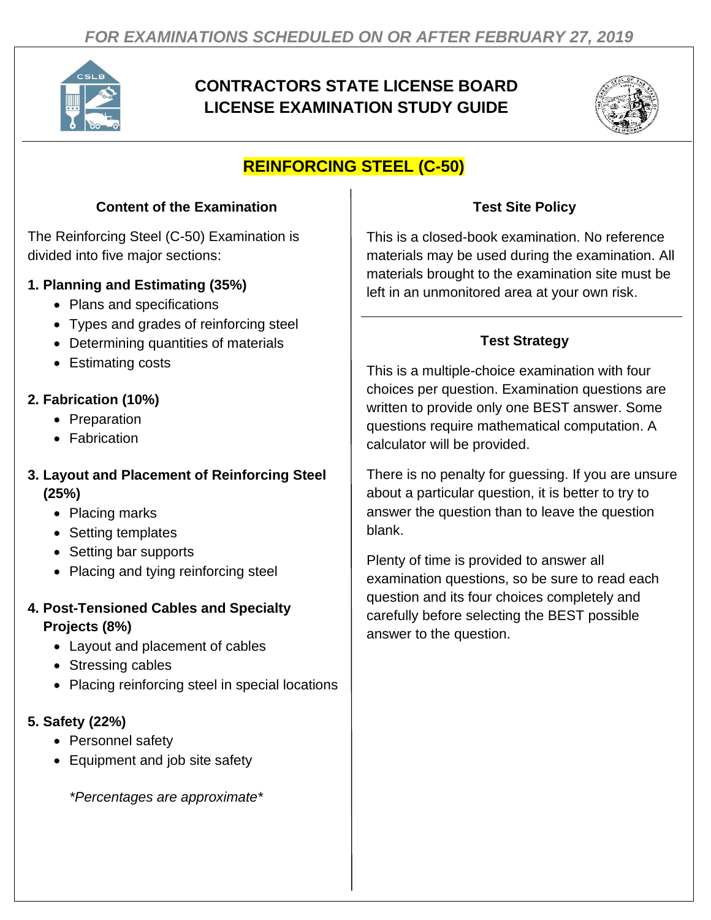*FOR EXAMINATIONS SCHEDULED ON OR AFTER FEBRUARY 27, 2019*

# CONTRACTORS STATE LICENSE BOARD LICENSE EXAMINATION STUDY GUIDE

## REINFORCING STEEL (C-50)

### Content of the Examination

The Reinforcing Steel (C-50) Examination is divided into five major sections:

**1. Planning and Estimating (35%)**

- Plans and specifications
- Types and grades of reinforcing steel
- Determining quantities of materials
- Estimating costs

**2. Fabrication (10%)**

- Preparation
- Fabrication

**3. Layout and Placement of Reinforcing Steel (25%)**

- Placing marks
- Setting templates
- Setting bar supports
- Placing and tying reinforcing steel

**4. Post-Tensioned Cables and Specialty Projects (8%)**

- Layout and placement of cables
- Stressing cables
- Placing reinforcing steel in special locations

**5. Safety (22%)**

- Personnel safety
- Equipment and job site safety

*\*Percentages are approximate\**

### Test Site Policy

This is a closed-book examination. No reference materials may be used during the examination. All materials brought to the examination site must be left in an unmonitored area at your own risk.

### Test Strategy

This is a multiple-choice examination with four choices per question. Examination questions are written to provide only one BEST answer. Some questions require mathematical computation. A calculator will be provided.

There is no penalty for guessing. If you are unsure about a particular question, it is better to try to answer the question than to leave the question blank.

Plenty of time is provided to answer all examination questions, so be sure to read each question and its four choices completely and carefully before selecting the BEST possible answer to the question.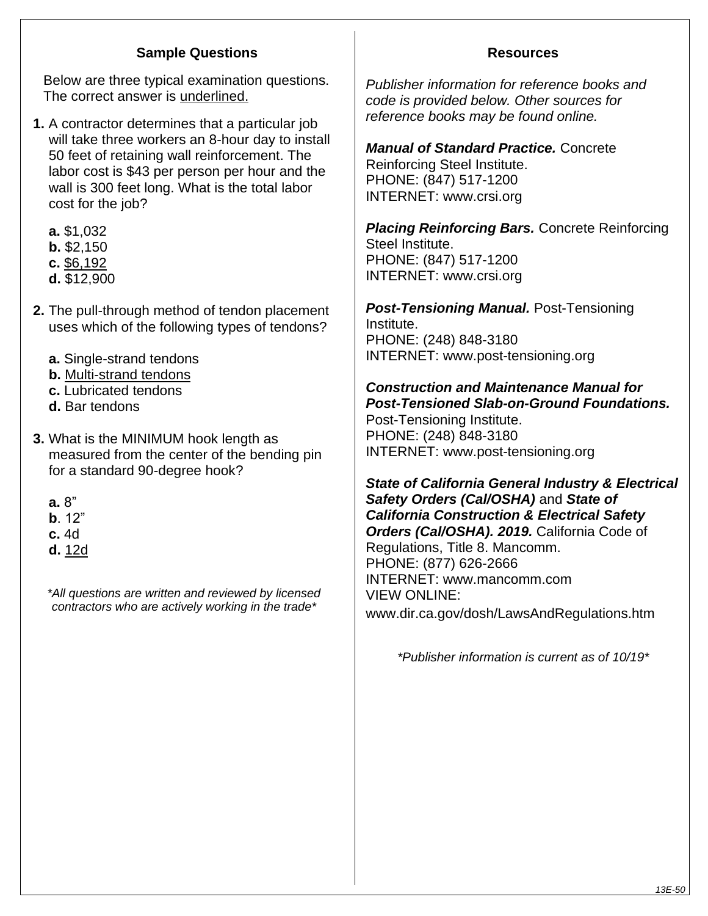## Sample Questions

Below are three typical examination questions. The correct answer is <u>underlined.</u>

**1.** A contractor determines that a particular job will take three workers an 8-hour day to install 50 feet of retaining wall reinforcement. The labor cost is $43 per person per hour and the wall is 300 feet long. What is the total labor cost for the job?

**a.** $1,032
**b.** $2,150
**c.** <u>$6,192</u>
**d.** $12,900

**2.** The pull-through method of tendon placement uses which of the following types of tendons?

**a.** Single-strand tendons
**b.** <u>Multi-strand tendons</u>
**c.** Lubricated tendons
**d.** Bar tendons

**3.** What is the MINIMUM hook length as measured from the center of the bending pin for a standard 90-degree hook?

**a.** 8”
**b**. 12”
**c.** 4d
**d.** <u>12d</u>

*\*All questions are written and reviewed by licensed contractors who are actively working in the trade\**

## Resources

*Publisher information for reference books and code is provided below. Other sources for reference books may be found online.*

***Manual of Standard Practice.*** Concrete Reinforcing Steel Institute.
PHONE: (847) 517-1200
INTERNET: www.crsi.org

***Placing Reinforcing Bars.*** Concrete Reinforcing Steel Institute.
PHONE: (847) 517-1200
INTERNET: www.crsi.org

***Post-Tensioning Manual.*** Post-Tensioning Institute.
PHONE: (248) 848-3180
INTERNET: www.post-tensioning.org

***Construction and Maintenance Manual for Post-Tensioned Slab-on-Ground Foundations.*** Post-Tensioning Institute.
PHONE: (248) 848-3180
INTERNET: www.post-tensioning.org

***State of California General Industry & Electrical Safety Orders (Cal/OSHA)*** and ***State of California Construction & Electrical Safety Orders (Cal/OSHA). 2019.*** California Code of Regulations, Title 8. Mancomm.
PHONE: (877) 626-2666
INTERNET: www.mancomm.com
VIEW ONLINE:
www.dir.ca.gov/dosh/LawsAndRegulations.htm

*\*Publisher information is current as of 10/19\**

13E-50